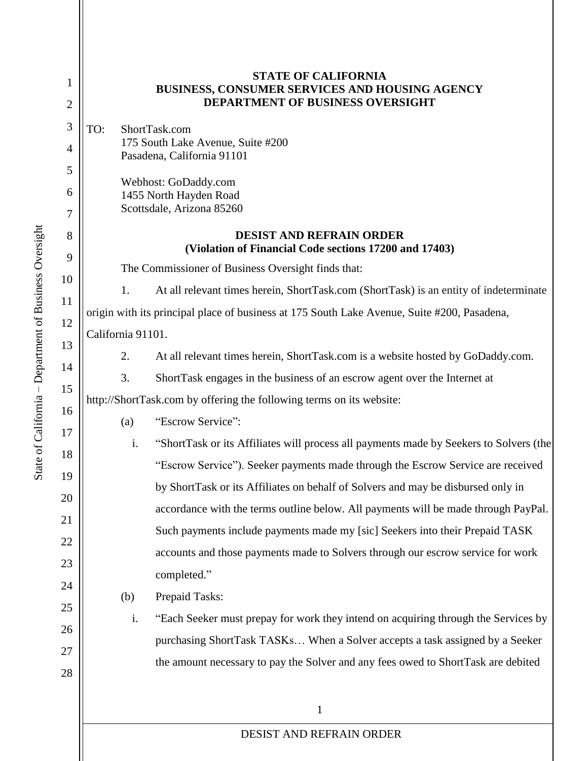**STATE OF CALIFORNIA**
**BUSINESS, CONSUMER SERVICES AND HOUSING AGENCY**
**DEPARTMENT OF BUSINESS OVERSIGHT**

TO: ShortTask.com
175 South Lake Avenue, Suite #200
Pasadena, California 91101

Webhost: GoDaddy.com
1455 North Hayden Road
Scottsdale, Arizona 85260

**DESIST AND REFRAIN ORDER**
**(Violation of Financial Code sections 17200 and 17403)**

The Commissioner of Business Oversight finds that:

1. At all relevant times herein, ShortTask.com (ShortTask) is an entity of indeterminate origin with its principal place of business at 175 South Lake Avenue, Suite #200, Pasadena, California 91101.

2. At all relevant times herein, ShortTask.com is a website hosted by GoDaddy.com.

3. ShortTask engages in the business of an escrow agent over the Internet at http://ShortTask.com by offering the following terms on its website:

(a) "Escrow Service":

i. "ShortTask or its Affiliates will process all payments made by Seekers to Solvers (the "Escrow Service"). Seeker payments made through the Escrow Service are received by ShortTask or its Affiliates on behalf of Solvers and may be disbursed only in accordance with the terms outline below. All payments will be made through PayPal. Such payments include payments made my [sic] Seekers into their Prepaid TASK accounts and those payments made to Solvers through our escrow service for work completed."

(b) Prepaid Tasks:

i. "Each Seeker must prepay for work they intend on acquiring through the Services by purchasing ShortTask TASKs… When a Solver accepts a task assigned by a Seeker the amount necessary to pay the Solver and any fees owed to ShortTask are debited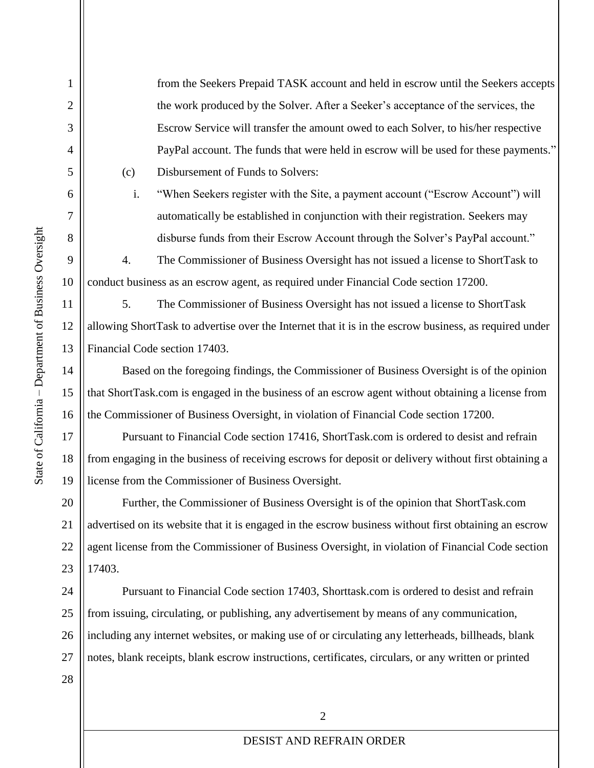from the Seekers Prepaid TASK account and held in escrow until the Seekers accepts the work produced by the Solver. After a Seeker's acceptance of the services, the Escrow Service will transfer the amount owed to each Solver, to his/her respective PayPal account. The funds that were held in escrow will be used for these payments."

(c) Disbursement of Funds to Solvers:

i. "When Seekers register with the Site, a payment account ("Escrow Account") will automatically be established in conjunction with their registration. Seekers may disburse funds from their Escrow Account through the Solver's PayPal account."

4. The Commissioner of Business Oversight has not issued a license to ShortTask to conduct business as an escrow agent, as required under Financial Code section 17200.

5. The Commissioner of Business Oversight has not issued a license to ShortTask allowing ShortTask to advertise over the Internet that it is in the escrow business, as required under Financial Code section 17403.

Based on the foregoing findings, the Commissioner of Business Oversight is of the opinion that ShortTask.com is engaged in the business of an escrow agent without obtaining a license from the Commissioner of Business Oversight, in violation of Financial Code section 17200.

Pursuant to Financial Code section 17416, ShortTask.com is ordered to desist and refrain from engaging in the business of receiving escrows for deposit or delivery without first obtaining a license from the Commissioner of Business Oversight.

Further, the Commissioner of Business Oversight is of the opinion that ShortTask.com advertised on its website that it is engaged in the escrow business without first obtaining an escrow agent license from the Commissioner of Business Oversight, in violation of Financial Code section 17403.

Pursuant to Financial Code section 17403, Shorttask.com is ordered to desist and refrain from issuing, circulating, or publishing, any advertisement by means of any communication, including any internet websites, or making use of or circulating any letterheads, billheads, blank notes, blank receipts, blank escrow instructions, certificates, circulars, or any written or printed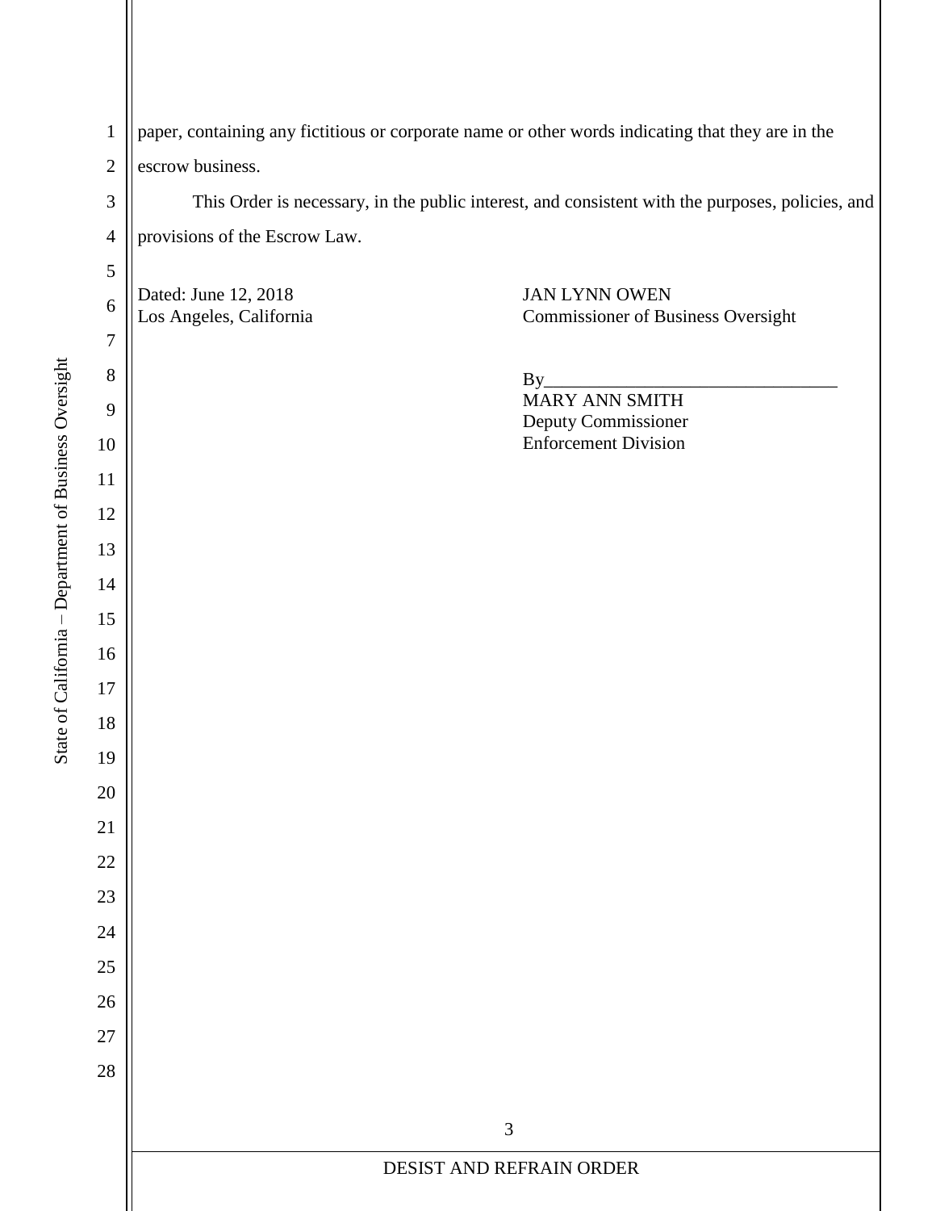paper, containing any fictitious or corporate name or other words indicating that they are in the escrow business.

This Order is necessary, in the public interest, and consistent with the purposes, policies, and provisions of the Escrow Law.

Dated: June 12, 2018
Los Angeles, California

JAN LYNN OWEN
Commissioner of Business Oversight

By_______________________________
MARY ANN SMITH
Deputy Commissioner
Enforcement Division